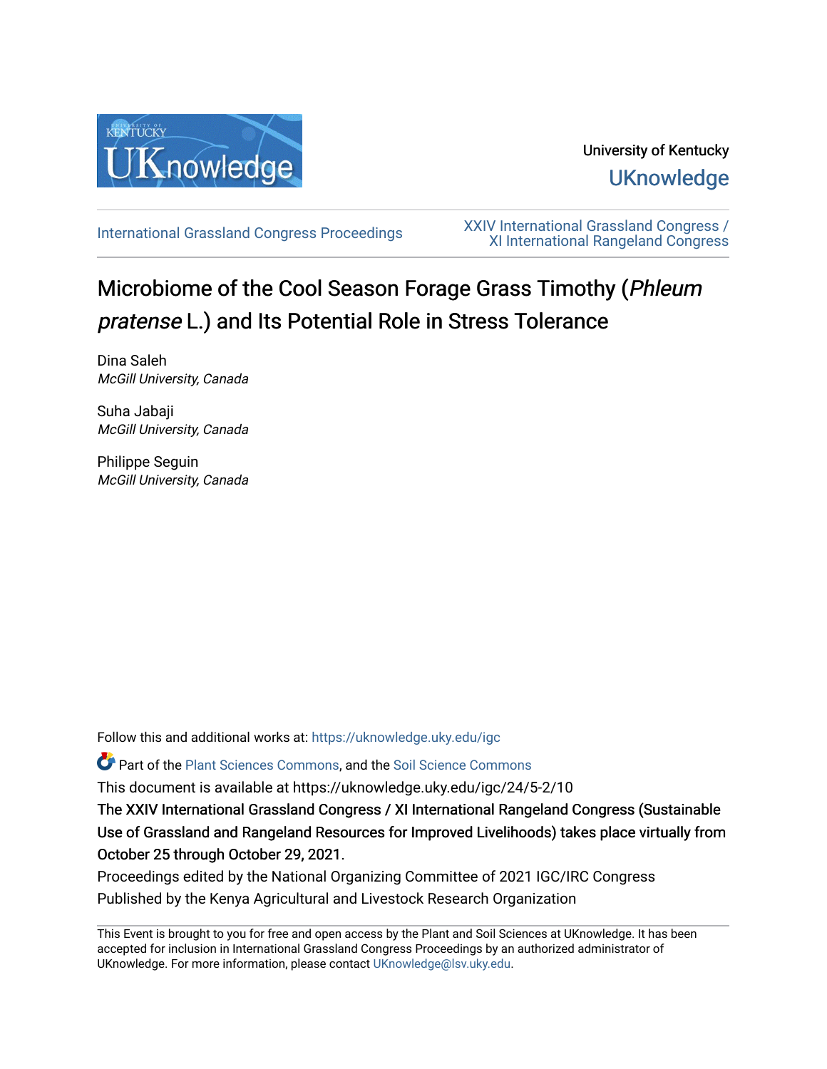University of Kentucky

UKnowledge

International Grassland Congress Proceedings

XXIV International Grassland Congress / XI International Rangeland Congress

# Microbiome of the Cool Season Forage Grass Timothy (*Phleum pratense* L.) and Its Potential Role in Stress Tolerance

Dina Saleh
*McGill University, Canada*

Suha Jabaji
*McGill University, Canada*

Philippe Seguin
*McGill University, Canada*

Follow this and additional works at: https://uknowledge.uky.edu/igc

Part of the Plant Sciences Commons, and the Soil Science Commons

This document is available at https://uknowledge.uky.edu/igc/24/5-2/10

The XXIV International Grassland Congress / XI International Rangeland Congress (Sustainable Use of Grassland and Rangeland Resources for Improved Livelihoods) takes place virtually from October 25 through October 29, 2021.

Proceedings edited by the National Organizing Committee of 2021 IGC/IRC Congress

Published by the Kenya Agricultural and Livestock Research Organization

This Event is brought to you for free and open access by the Plant and Soil Sciences at UKnowledge. It has been accepted for inclusion in International Grassland Congress Proceedings by an authorized administrator of UKnowledge. For more information, please contact UKnowledge@lsv.uky.edu.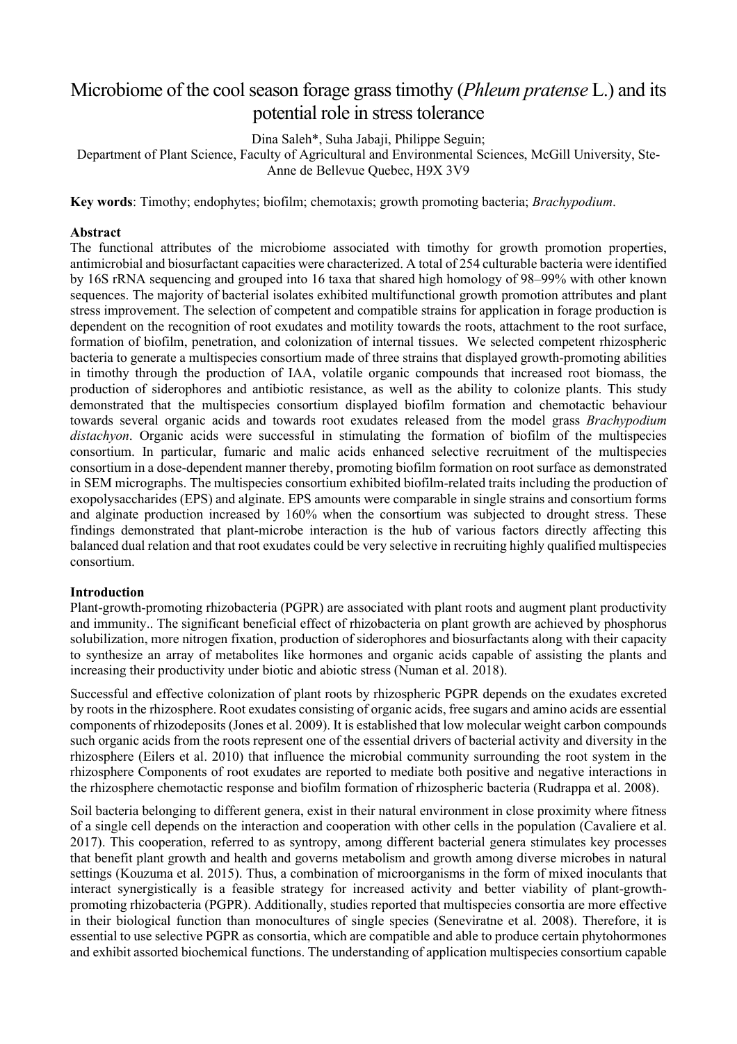# Microbiome of the cool season forage grass timothy (*Phleum pratense* L.) and its potential role in stress tolerance

Dina Saleh*, Suha Jabaji, Philippe Seguin;

Department of Plant Science, Faculty of Agricultural and Environmental Sciences, McGill University, Ste-Anne de Bellevue Quebec, H9X 3V9

**Key words**: Timothy; endophytes; biofilm; chemotaxis; growth promoting bacteria; *Brachypodium*.

**Abstract**

The functional attributes of the microbiome associated with timothy for growth promotion properties, antimicrobial and biosurfactant capacities were characterized. A total of 254 culturable bacteria were identified by 16S rRNA sequencing and grouped into 16 taxa that shared high homology of 98–99% with other known sequences. The majority of bacterial isolates exhibited multifunctional growth promotion attributes and plant stress improvement. The selection of competent and compatible strains for application in forage production is dependent on the recognition of root exudates and motility towards the roots, attachment to the root surface, formation of biofilm, penetration, and colonization of internal tissues. We selected competent rhizospheric bacteria to generate a multispecies consortium made of three strains that displayed growth-promoting abilities in timothy through the production of IAA, volatile organic compounds that increased root biomass, the production of siderophores and antibiotic resistance, as well as the ability to colonize plants. This study demonstrated that the multispecies consortium displayed biofilm formation and chemotactic behaviour towards several organic acids and towards root exudates released from the model grass *Brachypodium distachyon*. Organic acids were successful in stimulating the formation of biofilm of the multispecies consortium. In particular, fumaric and malic acids enhanced selective recruitment of the multispecies consortium in a dose-dependent manner thereby, promoting biofilm formation on root surface as demonstrated in SEM micrographs. The multispecies consortium exhibited biofilm-related traits including the production of exopolysaccharides (EPS) and alginate. EPS amounts were comparable in single strains and consortium forms and alginate production increased by 160% when the consortium was subjected to drought stress. These findings demonstrated that plant-microbe interaction is the hub of various factors directly affecting this balanced dual relation and that root exudates could be very selective in recruiting highly qualified multispecies consortium.

**Introduction**

Plant-growth-promoting rhizobacteria (PGPR) are associated with plant roots and augment plant productivity and immunity.. The significant beneficial effect of rhizobacteria on plant growth are achieved by phosphorus solubilization, more nitrogen fixation, production of siderophores and biosurfactants along with their capacity to synthesize an array of metabolites like hormones and organic acids capable of assisting the plants and increasing their productivity under biotic and abiotic stress (Numan et al. 2018).

Successful and effective colonization of plant roots by rhizospheric PGPR depends on the exudates excreted by roots in the rhizosphere. Root exudates consisting of organic acids, free sugars and amino acids are essential components of rhizodeposits (Jones et al. 2009). It is established that low molecular weight carbon compounds such organic acids from the roots represent one of the essential drivers of bacterial activity and diversity in the rhizosphere (Eilers et al. 2010) that influence the microbial community surrounding the root system in the rhizosphere Components of root exudates are reported to mediate both positive and negative interactions in the rhizosphere chemotactic response and biofilm formation of rhizospheric bacteria (Rudrappa et al. 2008).

Soil bacteria belonging to different genera, exist in their natural environment in close proximity where fitness of a single cell depends on the interaction and cooperation with other cells in the population (Cavaliere et al. 2017). This cooperation, referred to as syntropy, among different bacterial genera stimulates key processes that benefit plant growth and health and governs metabolism and growth among diverse microbes in natural settings (Kouzuma et al. 2015). Thus, a combination of microorganisms in the form of mixed inoculants that interact synergistically is a feasible strategy for increased activity and better viability of plant-growth-promoting rhizobacteria (PGPR). Additionally, studies reported that multispecies consortia are more effective in their biological function than monocultures of single species (Seneviratne et al. 2008). Therefore, it is essential to use selective PGPR as consortia, which are compatible and able to produce certain phytohormones and exhibit assorted biochemical functions. The understanding of application multispecies consortium capable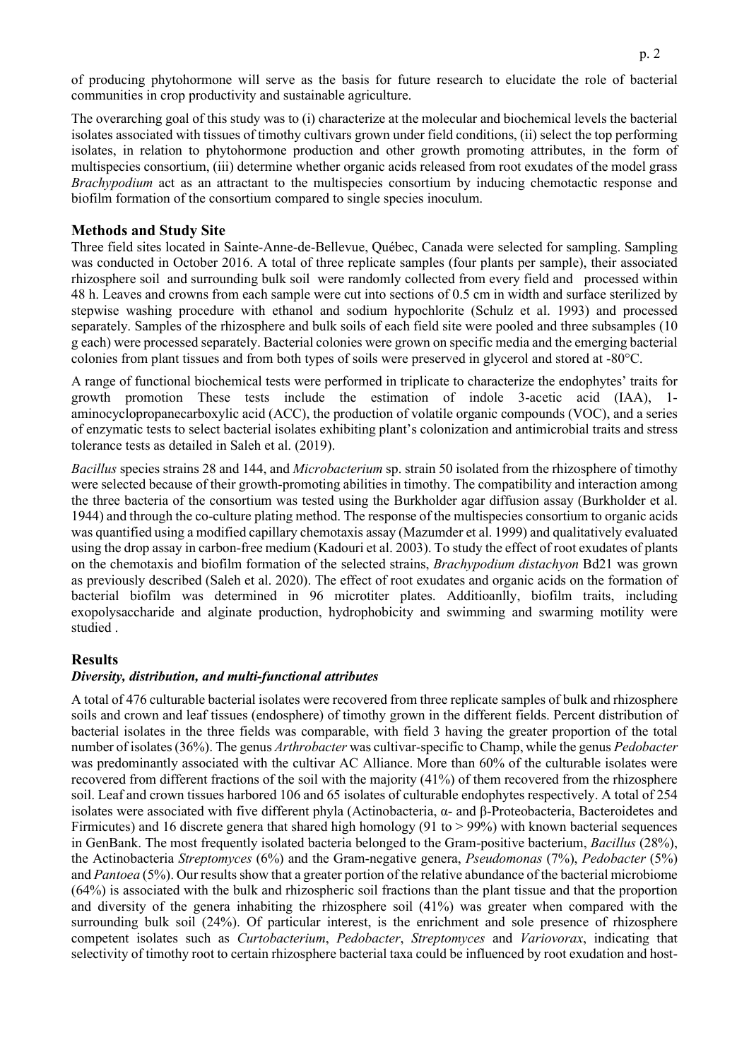of producing phytohormone will serve as the basis for future research to elucidate the role of bacterial communities in crop productivity and sustainable agriculture.

The overarching goal of this study was to (i) characterize at the molecular and biochemical levels the bacterial isolates associated with tissues of timothy cultivars grown under field conditions, (ii) select the top performing isolates, in relation to phytohormone production and other growth promoting attributes, in the form of multispecies consortium, (iii) determine whether organic acids released from root exudates of the model grass *Brachypodium* act as an attractant to the multispecies consortium by inducing chemotactic response and biofilm formation of the consortium compared to single species inoculum.

## Methods and Study Site

Three field sites located in Sainte-Anne-de-Bellevue, Québec, Canada were selected for sampling. Sampling was conducted in October 2016. A total of three replicate samples (four plants per sample), their associated rhizosphere soil and surrounding bulk soil were randomly collected from every field and processed within 48 h. Leaves and crowns from each sample were cut into sections of 0.5 cm in width and surface sterilized by stepwise washing procedure with ethanol and sodium hypochlorite (Schulz et al. 1993) and processed separately. Samples of the rhizosphere and bulk soils of each field site were pooled and three subsamples (10 g each) were processed separately. Bacterial colonies were grown on specific media and the emerging bacterial colonies from plant tissues and from both types of soils were preserved in glycerol and stored at -80°C.

A range of functional biochemical tests were performed in triplicate to characterize the endophytes' traits for growth promotion These tests include the estimation of indole 3-acetic acid (IAA), 1-aminocyclopropanecarboxylic acid (ACC), the production of volatile organic compounds (VOC), and a series of enzymatic tests to select bacterial isolates exhibiting plant's colonization and antimicrobial traits and stress tolerance tests as detailed in Saleh et al. (2019).

*Bacillus* species strains 28 and 144, and *Microbacterium* sp. strain 50 isolated from the rhizosphere of timothy were selected because of their growth-promoting abilities in timothy. The compatibility and interaction among the three bacteria of the consortium was tested using the Burkholder agar diffusion assay (Burkholder et al. 1944) and through the co-culture plating method. The response of the multispecies consortium to organic acids was quantified using a modified capillary chemotaxis assay (Mazumder et al. 1999) and qualitatively evaluated using the drop assay in carbon-free medium (Kadouri et al. 2003). To study the effect of root exudates of plants on the chemotaxis and biofilm formation of the selected strains, *Brachypodium distachyon* Bd21 was grown as previously described (Saleh et al. 2020). The effect of root exudates and organic acids on the formation of bacterial biofilm was determined in 96 microtiter plates. Additioanlly, biofilm traits, including exopolysaccharide and alginate production, hydrophobicity and swimming and swarming motility were studied .

## Results

### *Diversity, distribution, and multi-functional attributes*

A total of 476 culturable bacterial isolates were recovered from three replicate samples of bulk and rhizosphere soils and crown and leaf tissues (endosphere) of timothy grown in the different fields. Percent distribution of bacterial isolates in the three fields was comparable, with field 3 having the greater proportion of the total number of isolates (36%). The genus *Arthrobacter* was cultivar-specific to Champ, while the genus *Pedobacter* was predominantly associated with the cultivar AC Alliance. More than 60% of the culturable isolates were recovered from different fractions of the soil with the majority (41%) of them recovered from the rhizosphere soil. Leaf and crown tissues harbored 106 and 65 isolates of culturable endophytes respectively. A total of 254 isolates were associated with five different phyla (Actinobacteria, α- and β-Proteobacteria, Bacteroidetes and Firmicutes) and 16 discrete genera that shared high homology (91 to > 99%) with known bacterial sequences in GenBank. The most frequently isolated bacteria belonged to the Gram-positive bacterium, *Bacillus* (28%), the Actinobacteria *Streptomyces* (6%) and the Gram-negative genera, *Pseudomonas* (7%), *Pedobacter* (5%) and *Pantoea* (5%). Our results show that a greater portion of the relative abundance of the bacterial microbiome (64%) is associated with the bulk and rhizospheric soil fractions than the plant tissue and that the proportion and diversity of the genera inhabiting the rhizosphere soil (41%) was greater when compared with the surrounding bulk soil (24%). Of particular interest, is the enrichment and sole presence of rhizosphere competent isolates such as *Curtobacterium*, *Pedobacter*, *Streptomyces* and *Variovorax*, indicating that selectivity of timothy root to certain rhizosphere bacterial taxa could be influenced by root exudation and host-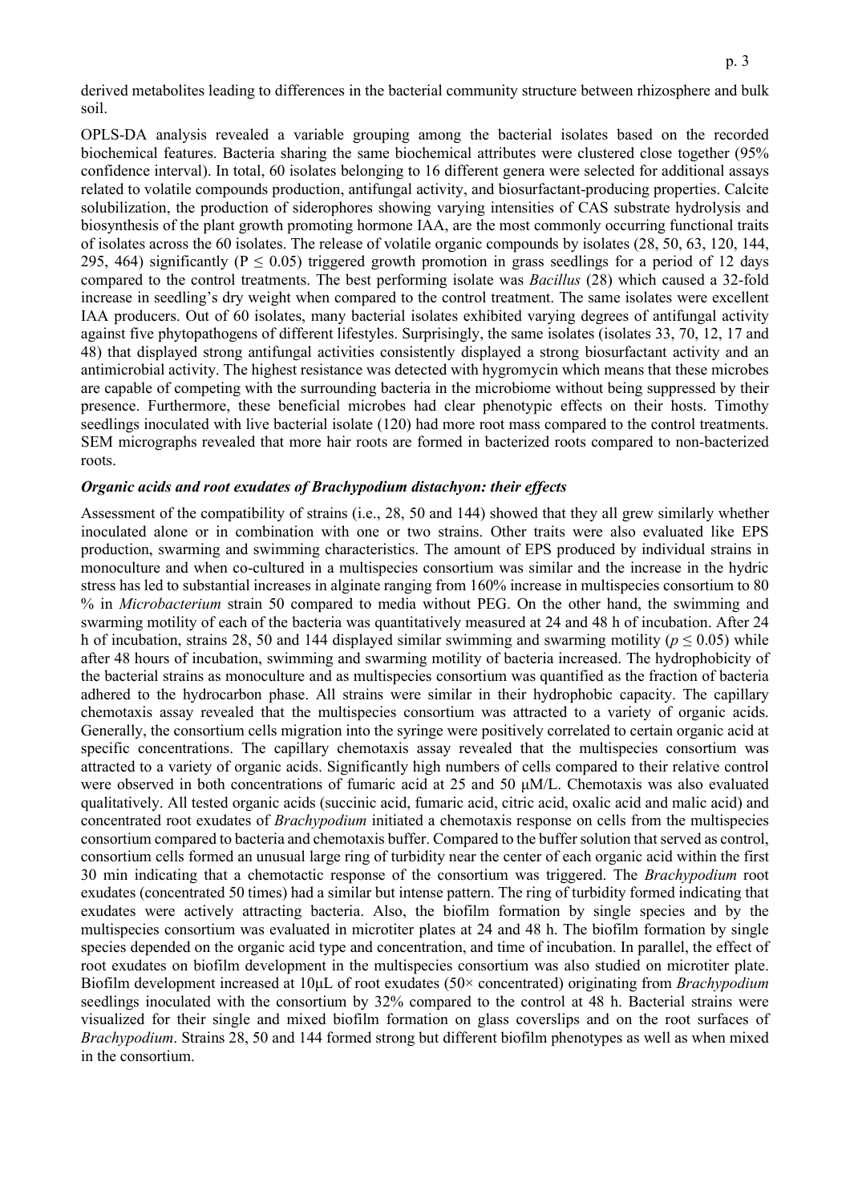derived metabolites leading to differences in the bacterial community structure between rhizosphere and bulk soil.

OPLS-DA analysis revealed a variable grouping among the bacterial isolates based on the recorded biochemical features. Bacteria sharing the same biochemical attributes were clustered close together (95% confidence interval). In total, 60 isolates belonging to 16 different genera were selected for additional assays related to volatile compounds production, antifungal activity, and biosurfactant-producing properties. Calcite solubilization, the production of siderophores showing varying intensities of CAS substrate hydrolysis and biosynthesis of the plant growth promoting hormone IAA, are the most commonly occurring functional traits of isolates across the 60 isolates. The release of volatile organic compounds by isolates (28, 50, 63, 120, 144, 295, 464) significantly ($P \leq 0.05$) triggered growth promotion in grass seedlings for a period of 12 days compared to the control treatments. The best performing isolate was *Bacillus* (28) which caused a 32-fold increase in seedling's dry weight when compared to the control treatment. The same isolates were excellent IAA producers. Out of 60 isolates, many bacterial isolates exhibited varying degrees of antifungal activity against five phytopathogens of different lifestyles. Surprisingly, the same isolates (isolates 33, 70, 12, 17 and 48) that displayed strong antifungal activities consistently displayed a strong biosurfactant activity and an antimicrobial activity. The highest resistance was detected with hygromycin which means that these microbes are capable of competing with the surrounding bacteria in the microbiome without being suppressed by their presence. Furthermore, these beneficial microbes had clear phenotypic effects on their hosts. Timothy seedlings inoculated with live bacterial isolate (120) had more root mass compared to the control treatments. SEM micrographs revealed that more hair roots are formed in bacterized roots compared to non-bacterized roots.

### *Organic acids and root exudates of Brachypodium distachyon: their effects*

Assessment of the compatibility of strains (i.e., 28, 50 and 144) showed that they all grew similarly whether inoculated alone or in combination with one or two strains. Other traits were also evaluated like EPS production, swarming and swimming characteristics. The amount of EPS produced by individual strains in monoculture and when co-cultured in a multispecies consortium was similar and the increase in the hydric stress has led to substantial increases in alginate ranging from 160% increase in multispecies consortium to 80 % in *Microbacterium* strain 50 compared to media without PEG. On the other hand, the swimming and swarming motility of each of the bacteria was quantitatively measured at 24 and 48 h of incubation. After 24 h of incubation, strains 28, 50 and 144 displayed similar swimming and swarming motility ($p \leq 0.05$) while after 48 hours of incubation, swimming and swarming motility of bacteria increased. The hydrophobicity of the bacterial strains as monoculture and as multispecies consortium was quantified as the fraction of bacteria adhered to the hydrocarbon phase. All strains were similar in their hydrophobic capacity. The capillary chemotaxis assay revealed that the multispecies consortium was attracted to a variety of organic acids. Generally, the consortium cells migration into the syringe were positively correlated to certain organic acid at specific concentrations. The capillary chemotaxis assay revealed that the multispecies consortium was attracted to a variety of organic acids. Significantly high numbers of cells compared to their relative control were observed in both concentrations of fumaric acid at 25 and 50 μM/L. Chemotaxis was also evaluated qualitatively. All tested organic acids (succinic acid, fumaric acid, citric acid, oxalic acid and malic acid) and concentrated root exudates of *Brachypodium* initiated a chemotaxis response on cells from the multispecies consortium compared to bacteria and chemotaxis buffer. Compared to the buffer solution that served as control, consortium cells formed an unusual large ring of turbidity near the center of each organic acid within the first 30 min indicating that a chemotactic response of the consortium was triggered. The *Brachypodium* root exudates (concentrated 50 times) had a similar but intense pattern. The ring of turbidity formed indicating that exudates were actively attracting bacteria. Also, the biofilm formation by single species and by the multispecies consortium was evaluated in microtiter plates at 24 and 48 h. The biofilm formation by single species depended on the organic acid type and concentration, and time of incubation. In parallel, the effect of root exudates on biofilm development in the multispecies consortium was also studied on microtiter plate. Biofilm development increased at 10μL of root exudates (50× concentrated) originating from *Brachypodium* seedlings inoculated with the consortium by 32% compared to the control at 48 h. Bacterial strains were visualized for their single and mixed biofilm formation on glass coverslips and on the root surfaces of *Brachypodium*. Strains 28, 50 and 144 formed strong but different biofilm phenotypes as well as when mixed in the consortium.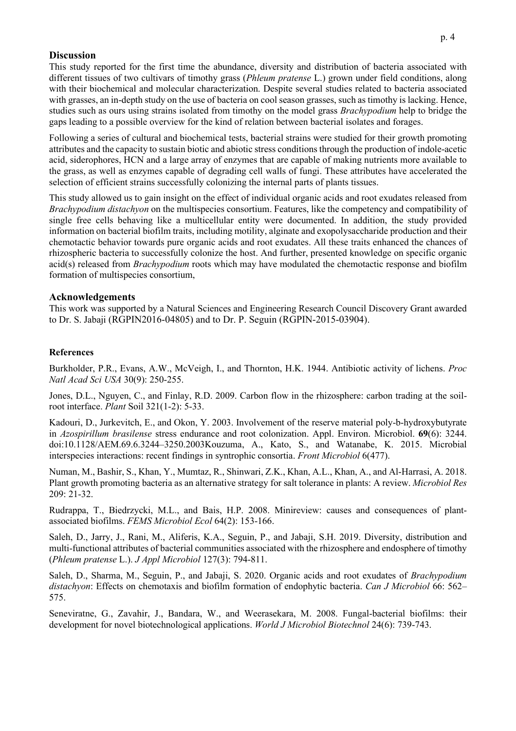## Discussion

This study reported for the first time the abundance, diversity and distribution of bacteria associated with different tissues of two cultivars of timothy grass (*Phleum pratense* L.) grown under field conditions, along with their biochemical and molecular characterization. Despite several studies related to bacteria associated with grasses, an in-depth study on the use of bacteria on cool season grasses, such as timothy is lacking. Hence, studies such as ours using strains isolated from timothy on the model grass *Brachypodium* help to bridge the gaps leading to a possible overview for the kind of relation between bacterial isolates and forages.

Following a series of cultural and biochemical tests, bacterial strains were studied for their growth promoting attributes and the capacity to sustain biotic and abiotic stress conditions through the production of indole-acetic acid, siderophores, HCN and a large array of enzymes that are capable of making nutrients more available to the grass, as well as enzymes capable of degrading cell walls of fungi. These attributes have accelerated the selection of efficient strains successfully colonizing the internal parts of plants tissues.

This study allowed us to gain insight on the effect of individual organic acids and root exudates released from *Brachypodium distachyon* on the multispecies consortium. Features, like the competency and compatibility of single free cells behaving like a multicellular entity were documented. In addition, the study provided information on bacterial biofilm traits, including motility, alginate and exopolysaccharide production and their chemotactic behavior towards pure organic acids and root exudates. All these traits enhanced the chances of rhizospheric bacteria to successfully colonize the host. And further, presented knowledge on specific organic acid(s) released from *Brachypodium* roots which may have modulated the chemotactic response and biofilm formation of multispecies consortium,

## Acknowledgements

This work was supported by a Natural Sciences and Engineering Research Council Discovery Grant awarded to Dr. S. Jabaji (RGPIN2016-04805) and to Dr. P. Seguin (RGPIN-2015-03904).

### References

Burkholder, P.R., Evans, A.W., McVeigh, I., and Thornton, H.K. 1944. Antibiotic activity of lichens. *Proc Natl Acad Sci USA* 30(9): 250-255.

Jones, D.L., Nguyen, C., and Finlay, R.D. 2009. Carbon flow in the rhizosphere: carbon trading at the soil-root interface. *Plant* Soil 321(1-2): 5-33.

Kadouri, D., Jurkevitch, E., and Okon, Y. 2003. Involvement of the reserve material poly-b-hydroxybutyrate in *Azospirillum brasilense* stress endurance and root colonization. Appl. Environ. Microbiol. **69**(6): 3244. doi:10.1128/AEM.69.6.3244–3250.2003Kouzuma, A., Kato, S., and Watanabe, K. 2015. Microbial interspecies interactions: recent findings in syntrophic consortia. *Front Microbiol* 6(477).

Numan, M., Bashir, S., Khan, Y., Mumtaz, R., Shinwari, Z.K., Khan, A.L., Khan, A., and Al-Harrasi, A. 2018. Plant growth promoting bacteria as an alternative strategy for salt tolerance in plants: A review. *Microbiol Res* 209: 21-32.

Rudrappa, T., Biedrzycki, M.L., and Bais, H.P. 2008. Minireview: causes and consequences of plant-associated biofilms. *FEMS Microbiol Ecol* 64(2): 153-166.

Saleh, D., Jarry, J., Rani, M., Aliferis, K.A., Seguin, P., and Jabaji, S.H. 2019. Diversity, distribution and multi-functional attributes of bacterial communities associated with the rhizosphere and endosphere of timothy (*Phleum pratense* L.). *J Appl Microbiol* 127(3): 794-811.

Saleh, D., Sharma, M., Seguin, P., and Jabaji, S. 2020. Organic acids and root exudates of *Brachypodium distachyon*: Effects on chemotaxis and biofilm formation of endophytic bacteria. *Can J Microbiol* 66: 562–575.

Seneviratne, G., Zavahir, J., Bandara, W., and Weerasekara, M. 2008. Fungal-bacterial biofilms: their development for novel biotechnological applications. *World J Microbiol Biotechnol* 24(6): 739-743.